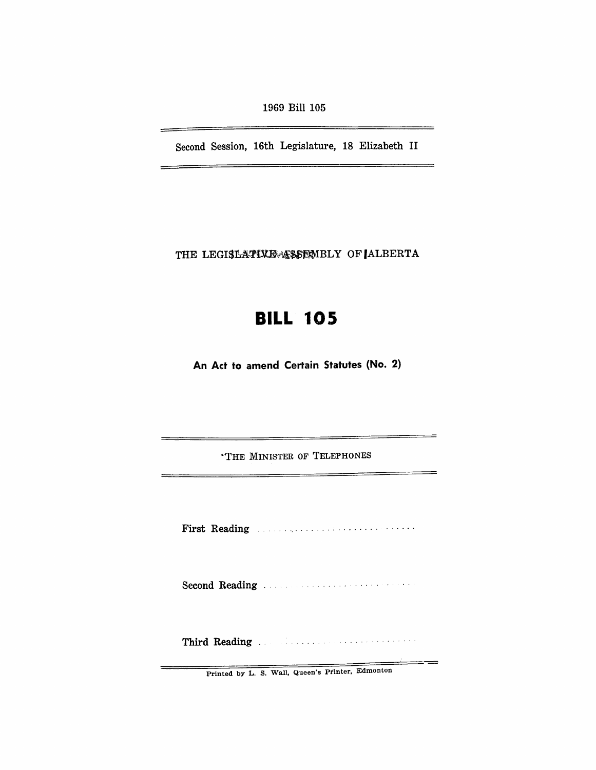1969 Bill 105

Second Session, 16th Legislature, 18 Elizabeth II

THE LEGISLATIVE ASSEMBLY OF ALBERTA

# BILL 105

## An Act to amend Certain Statutes (No. 2)

THE MINISTER OF TELEPHONES

First Reading ....................................

Second Reading ....................................

Third Reading ....................................

Printed by L. S. Wall, Queen's Printer, Edmonton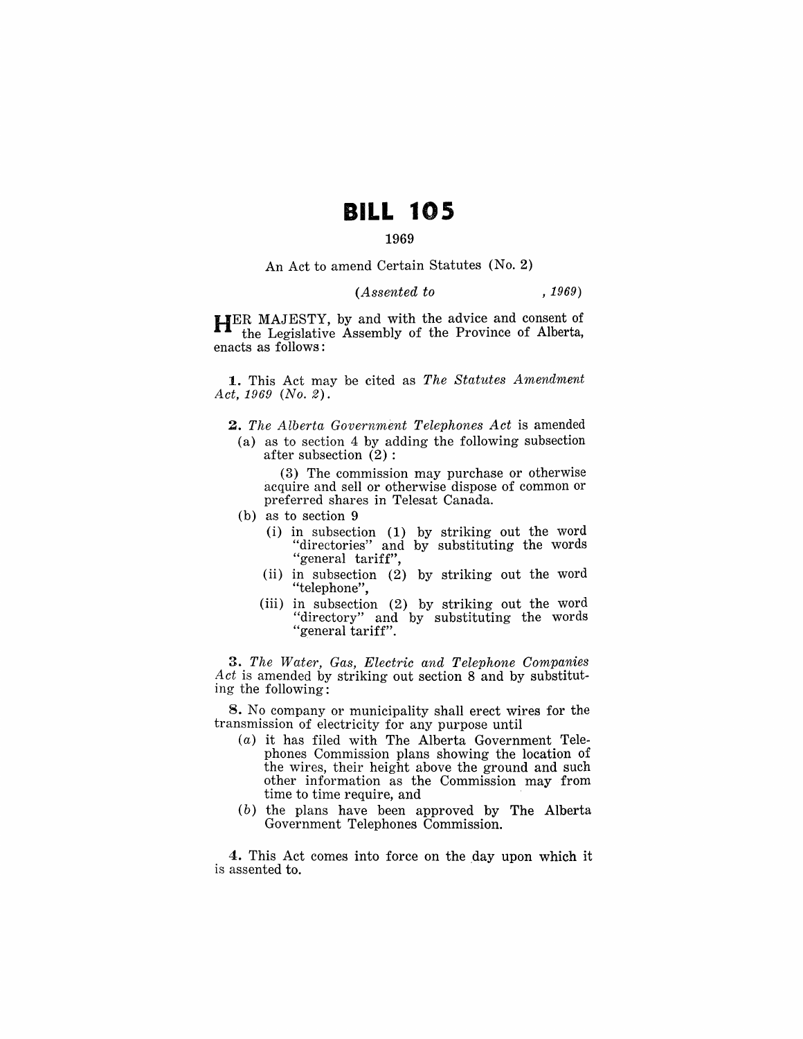# BILL 105

1969

An Act to amend Certain Statutes (No. 2)

*(Assented to , 1969)*

HER MAJESTY, by and with the advice and consent of the Legislative Assembly of the Province of Alberta, enacts as follows:

**1.** This Act may be cited as *The Statutes Amendment Act, 1969 (No. 2)*.

**2.** *The Alberta Government Telephones Act* is amended

(a) as to section 4 by adding the following subsection after subsection (2):

(3) The commission may purchase or otherwise acquire and sell or otherwise dispose of common or preferred shares in Telesat Canada.

(b) as to section 9

(i) in subsection (1) by striking out the word "directories" and by substituting the words "general tariff",

(ii) in subsection (2) by striking out the word "telephone",

(iii) in subsection (2) by striking out the word "directory" and by substituting the words "general tariff".

**3.** *The Water, Gas, Electric and Telephone Companies Act* is amended by striking out section 8 and by substituting the following:

**8.** No company or municipality shall erect wires for the transmission of electricity for any purpose until

(*a*) it has filed with The Alberta Government Telephones Commission plans showing the location of the wires, their height above the ground and such other information as the Commission may from time to time require, and

(*b*) the plans have been approved by The Alberta Government Telephones Commission.

**4.** This Act comes into force on the day upon which it is assented to.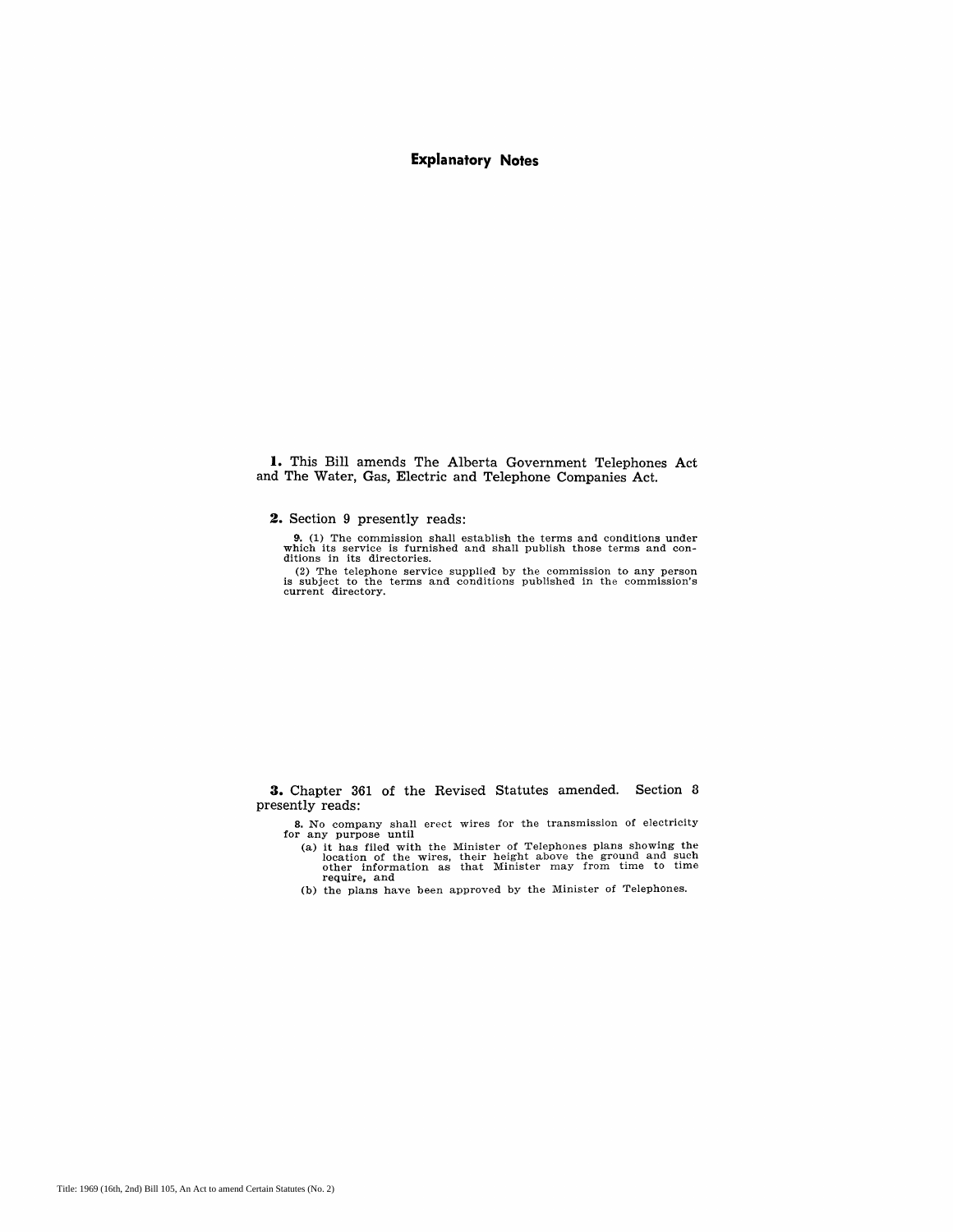# Explanatory Notes

**1.** This Bill amends The Alberta Government Telephones Act and The Water, Gas, Electric and Telephone Companies Act.

**2.** Section 9 presently reads:

> **9.** (1) The commission shall establish the terms and conditions under which its service is furnished and shall publish those terms and conditions in its directories.
>
> (2) The telephone service supplied by the commission to any person is subject to the terms and conditions published in the commission's current directory.

**3.** Chapter 361 of the Revised Statutes amended. Section 8 presently reads:

> **8.** No company shall erect wires for the transmission of electricity for any purpose until
>
> (a) it has filed with the Minister of Telephones plans showing the location of the wires, their height above the ground and such other information as that Minister may from time to time require, and
>
> (b) the plans have been approved by the Minister of Telephones.

Title: 1969 (16th, 2nd) Bill 105, An Act to amend Certain Statutes (No. 2)